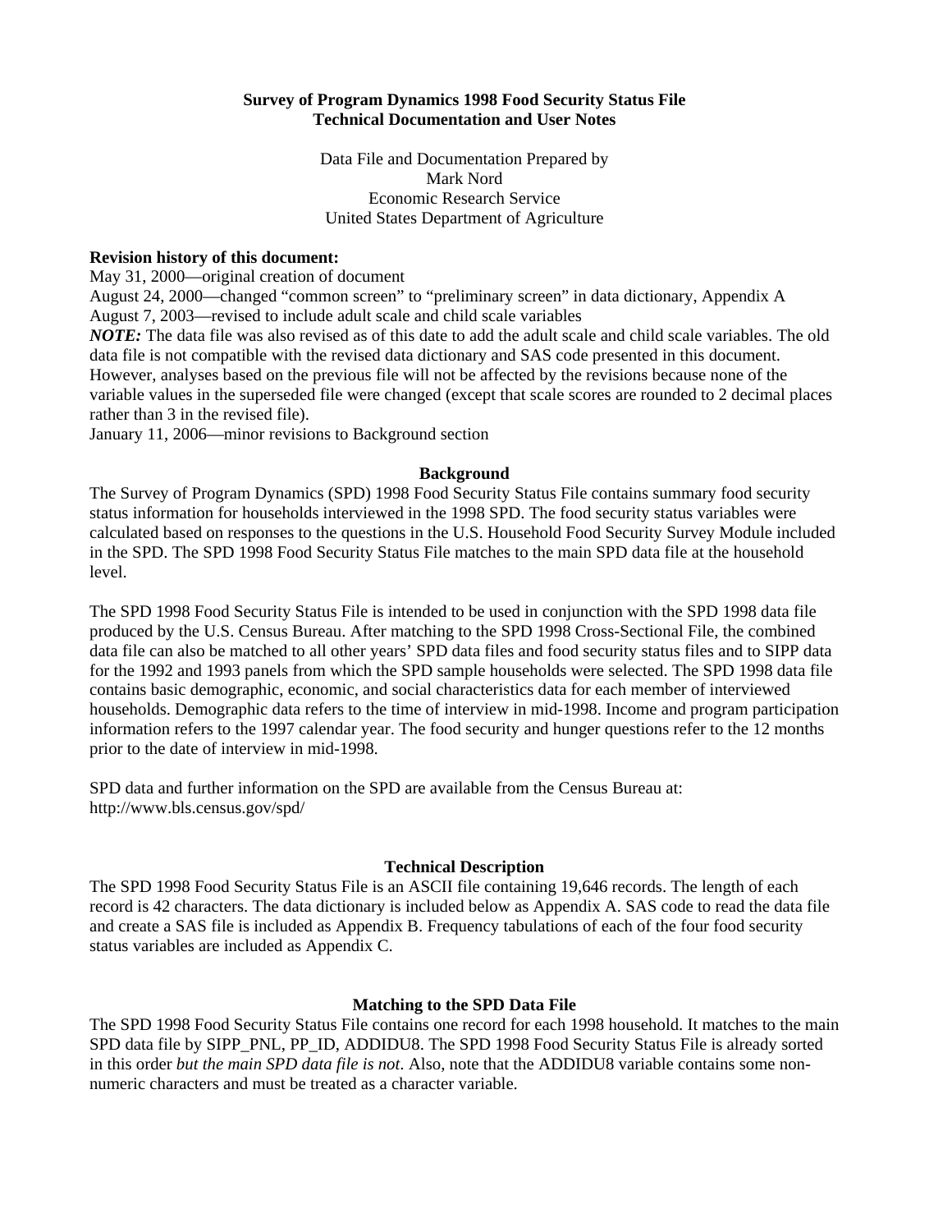**Survey of Program Dynamics 1998 Food Security Status File**
**Technical Documentation and User Notes**

Data File and Documentation Prepared by
Mark Nord
Economic Research Service
United States Department of Agriculture

**Revision history of this document:**
May 31, 2000—original creation of document
August 24, 2000—changed "common screen" to "preliminary screen" in data dictionary, Appendix A
August 7, 2003—revised to include adult scale and child scale variables
***NOTE:*** The data file was also revised as of this date to add the adult scale and child scale variables. The old data file is not compatible with the revised data dictionary and SAS code presented in this document. However, analyses based on the previous file will not be affected by the revisions because none of the variable values in the superseded file were changed (except that scale scores are rounded to 2 decimal places rather than 3 in the revised file).
January 11, 2006—minor revisions to Background section

## Background

The Survey of Program Dynamics (SPD) 1998 Food Security Status File contains summary food security status information for households interviewed in the 1998 SPD. The food security status variables were calculated based on responses to the questions in the U.S. Household Food Security Survey Module included in the SPD. The SPD 1998 Food Security Status File matches to the main SPD data file at the household level.

The SPD 1998 Food Security Status File is intended to be used in conjunction with the SPD 1998 data file produced by the U.S. Census Bureau. After matching to the SPD 1998 Cross-Sectional File, the combined data file can also be matched to all other years' SPD data files and food security status files and to SIPP data for the 1992 and 1993 panels from which the SPD sample households were selected. The SPD 1998 data file contains basic demographic, economic, and social characteristics data for each member of interviewed households. Demographic data refers to the time of interview in mid-1998. Income and program participation information refers to the 1997 calendar year. The food security and hunger questions refer to the 12 months prior to the date of interview in mid-1998.

SPD data and further information on the SPD are available from the Census Bureau at:
http://www.bls.census.gov/spd/

## Technical Description

The SPD 1998 Food Security Status File is an ASCII file containing 19,646 records. The length of each record is 42 characters. The data dictionary is included below as Appendix A. SAS code to read the data file and create a SAS file is included as Appendix B. Frequency tabulations of each of the four food security status variables are included as Appendix C.

## Matching to the SPD Data File

The SPD 1998 Food Security Status File contains one record for each 1998 household. It matches to the main SPD data file by SIPP_PNL, PP_ID, ADDIDU8. The SPD 1998 Food Security Status File is already sorted in this order *but the main SPD data file is not*. Also, note that the ADDIDU8 variable contains some non-numeric characters and must be treated as a character variable.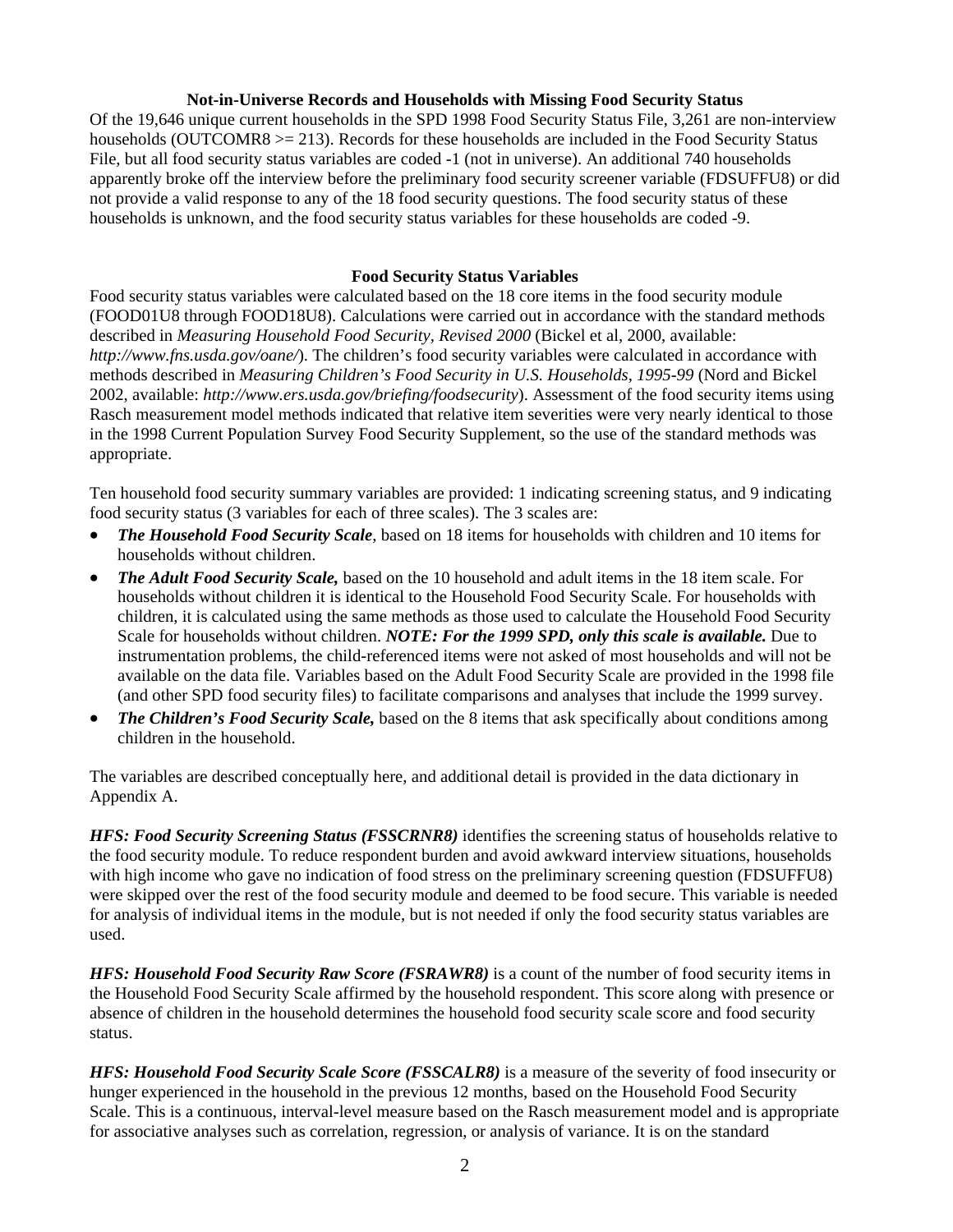### Not-in-Universe Records and Households with Missing Food Security Status

Of the 19,646 unique current households in the SPD 1998 Food Security Status File, 3,261 are non-interview households (OUTCOMR8 >= 213). Records for these households are included in the Food Security Status File, but all food security status variables are coded -1 (not in universe). An additional 740 households apparently broke off the interview before the preliminary food security screener variable (FDSUFFU8) or did not provide a valid response to any of the 18 food security questions. The food security status of these households is unknown, and the food security status variables for these households are coded -9.

### Food Security Status Variables

Food security status variables were calculated based on the 18 core items in the food security module (FOOD01U8 through FOOD18U8). Calculations were carried out in accordance with the standard methods described in *Measuring Household Food Security, Revised 2000* (Bickel et al, 2000, available: *http://www.fns.usda.gov/oane/*). The children's food security variables were calculated in accordance with methods described in *Measuring Children's Food Security in U.S. Households, 1995-99* (Nord and Bickel 2002, available: *http://www.ers.usda.gov/briefing/foodsecurity*). Assessment of the food security items using Rasch measurement model methods indicated that relative item severities were very nearly identical to those in the 1998 Current Population Survey Food Security Supplement, so the use of the standard methods was appropriate.

Ten household food security summary variables are provided: 1 indicating screening status, and 9 indicating food security status (3 variables for each of three scales). The 3 scales are:

- ***The Household Food Security Scale***, based on 18 items for households with children and 10 items for households without children.
- ***The Adult Food Security Scale,*** based on the 10 household and adult items in the 18 item scale. For households without children it is identical to the Household Food Security Scale. For households with children, it is calculated using the same methods as those used to calculate the Household Food Security Scale for households without children. ***NOTE: For the 1999 SPD, only this scale is available.*** Due to instrumentation problems, the child-referenced items were not asked of most households and will not be available on the data file. Variables based on the Adult Food Security Scale are provided in the 1998 file (and other SPD food security files) to facilitate comparisons and analyses that include the 1999 survey.
- ***The Children's Food Security Scale,*** based on the 8 items that ask specifically about conditions among children in the household.

The variables are described conceptually here, and additional detail is provided in the data dictionary in Appendix A.

***HFS: Food Security Screening Status (FSSCRNR8)*** identifies the screening status of households relative to the food security module. To reduce respondent burden and avoid awkward interview situations, households with high income who gave no indication of food stress on the preliminary screening question (FDSUFFU8) were skipped over the rest of the food security module and deemed to be food secure. This variable is needed for analysis of individual items in the module, but is not needed if only the food security status variables are used.

***HFS: Household Food Security Raw Score (FSRAWR8)*** is a count of the number of food security items in the Household Food Security Scale affirmed by the household respondent. This score along with presence or absence of children in the household determines the household food security scale score and food security status.

***HFS: Household Food Security Scale Score (FSSCALR8)*** is a measure of the severity of food insecurity or hunger experienced in the household in the previous 12 months, based on the Household Food Security Scale. This is a continuous, interval-level measure based on the Rasch measurement model and is appropriate for associative analyses such as correlation, regression, or analysis of variance. It is on the standard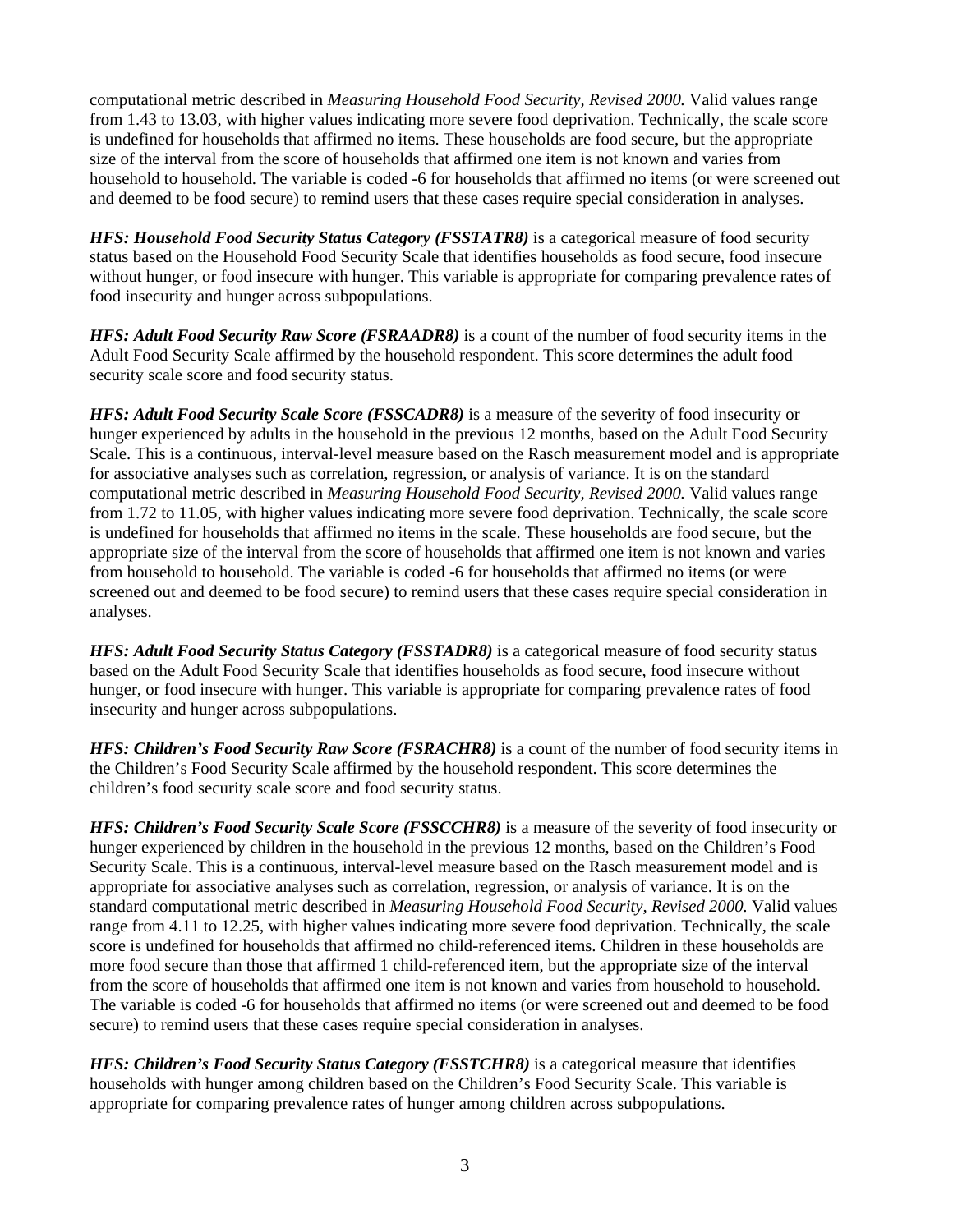computational metric described in *Measuring Household Food Security, Revised 2000.* Valid values range from 1.43 to 13.03, with higher values indicating more severe food deprivation. Technically, the scale score is undefined for households that affirmed no items. These households are food secure, but the appropriate size of the interval from the score of households that affirmed one item is not known and varies from household to household. The variable is coded -6 for households that affirmed no items (or were screened out and deemed to be food secure) to remind users that these cases require special consideration in analyses.

***HFS: Household Food Security Status Category (FSSTATR8)*** is a categorical measure of food security status based on the Household Food Security Scale that identifies households as food secure, food insecure without hunger, or food insecure with hunger. This variable is appropriate for comparing prevalence rates of food insecurity and hunger across subpopulations.

***HFS: Adult Food Security Raw Score (FSRAADR8)*** is a count of the number of food security items in the Adult Food Security Scale affirmed by the household respondent. This score determines the adult food security scale score and food security status.

***HFS: Adult Food Security Scale Score (FSSCADR8)*** is a measure of the severity of food insecurity or hunger experienced by adults in the household in the previous 12 months, based on the Adult Food Security Scale. This is a continuous, interval-level measure based on the Rasch measurement model and is appropriate for associative analyses such as correlation, regression, or analysis of variance. It is on the standard computational metric described in *Measuring Household Food Security, Revised 2000.* Valid values range from 1.72 to 11.05, with higher values indicating more severe food deprivation. Technically, the scale score is undefined for households that affirmed no items in the scale. These households are food secure, but the appropriate size of the interval from the score of households that affirmed one item is not known and varies from household to household. The variable is coded -6 for households that affirmed no items (or were screened out and deemed to be food secure) to remind users that these cases require special consideration in analyses.

***HFS: Adult Food Security Status Category (FSSTADR8)*** is a categorical measure of food security status based on the Adult Food Security Scale that identifies households as food secure, food insecure without hunger, or food insecure with hunger. This variable is appropriate for comparing prevalence rates of food insecurity and hunger across subpopulations.

***HFS: Children's Food Security Raw Score (FSRACHR8)*** is a count of the number of food security items in the Children's Food Security Scale affirmed by the household respondent. This score determines the children's food security scale score and food security status.

***HFS: Children's Food Security Scale Score (FSSCCHR8)*** is a measure of the severity of food insecurity or hunger experienced by children in the household in the previous 12 months, based on the Children's Food Security Scale. This is a continuous, interval-level measure based on the Rasch measurement model and is appropriate for associative analyses such as correlation, regression, or analysis of variance. It is on the standard computational metric described in *Measuring Household Food Security, Revised 2000.* Valid values range from 4.11 to 12.25, with higher values indicating more severe food deprivation. Technically, the scale score is undefined for households that affirmed no child-referenced items. Children in these households are more food secure than those that affirmed 1 child-referenced item, but the appropriate size of the interval from the score of households that affirmed one item is not known and varies from household to household. The variable is coded -6 for households that affirmed no items (or were screened out and deemed to be food secure) to remind users that these cases require special consideration in analyses.

***HFS: Children's Food Security Status Category (FSSTCHR8)*** is a categorical measure that identifies households with hunger among children based on the Children's Food Security Scale. This variable is appropriate for comparing prevalence rates of hunger among children across subpopulations.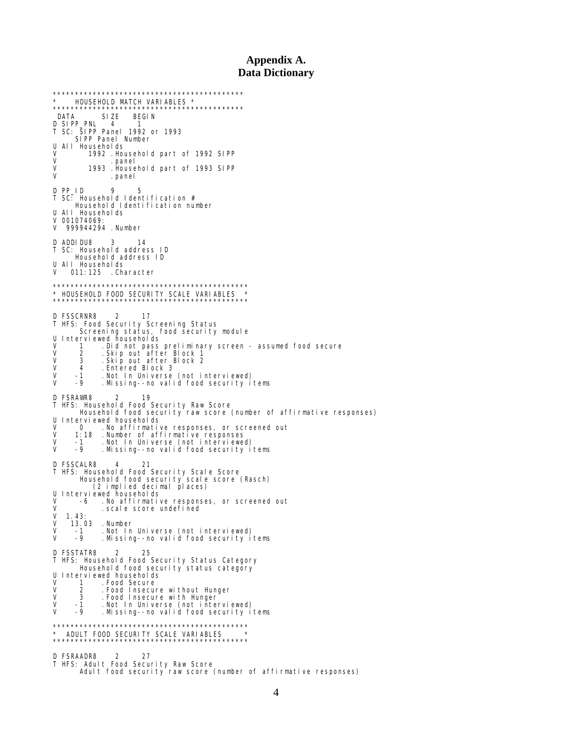# Appendix A.
# Data Dictionary

```
*******************************************
*     HOUSEHOLD MATCH VARIABLES *
*******************************************
 DATA       SIZE    BEGIN
D SIPP_PNL    4      1
T SC: SIPP Panel 1992 or 1993
     SIPP Panel Number
U All Households
V        1992 .Household part of 1992 SIPP
V             .panel
V        1993 .Household part of 1993 SIPP
V             .panel

D PP_ID       9      5
T SC: Household Identification #
     Household Identification number
U All Households
V 001074069:
V  999944294 .Number

D ADDIDU8     3     14
T SC: Household address ID
     Household address ID
U All Households
V   011:125  .Character

********************************************
* HOUSEHOLD FOOD SECURITY SCALE VARIABLES  *
********************************************

D FSSCRNR8     2     17
T HFS: Food Security Screening Status
      Screening status, food security module
U Interviewed households
V      1    .Did not pass preliminary screen - assumed food secure
V      2    .Skip out after Block 1
V      3    .Skip out after Block 2
V      4    .Entered Block 3
V     -1    .Not In Universe (not interviewed)
V     -9    .Missing--no valid food security items

D FSRAWR8      2     19
T HFS: Household Food Security Raw Score
      Household food security raw score (number of affirmative responses)
U Interviewed households
V      0    .No affirmative responses, or screened out
V    1:18   .Number of affirmative responses
V     -1    .Not In Universe (not interviewed)
V     -9    .Missing--no valid food security items

D FSSCALR8     4     21
T HFS: Household Food Security Scale Score
      Household food security scale score (Rasch)
        (2 implied decimal places)
U Interviewed households
V     -6    .No affirmative responses, or screened out
V           .scale score undefined
V  1.43:
V   13.03   .Number
V     -1    .Not In Universe (not interviewed)
V     -9    .Missing--no valid food security items

D FSSTATR8     2     25
T HFS: Household Food Security Status Category
      Household food security status category
U Interviewed households
V      1    .Food Secure
V      2    .Food Insecure without Hunger
V      3    .Food Insecure with Hunger
V     -1    .Not In Universe (not interviewed)
V     -9    .Missing--no valid food security items

********************************************
*  ADULT FOOD SECURITY SCALE VARIABLES     *
********************************************

D FSRAADR8     2     27
T HFS: Adult Food Security Raw Score
      Adult food security raw score (number of affirmative responses)
```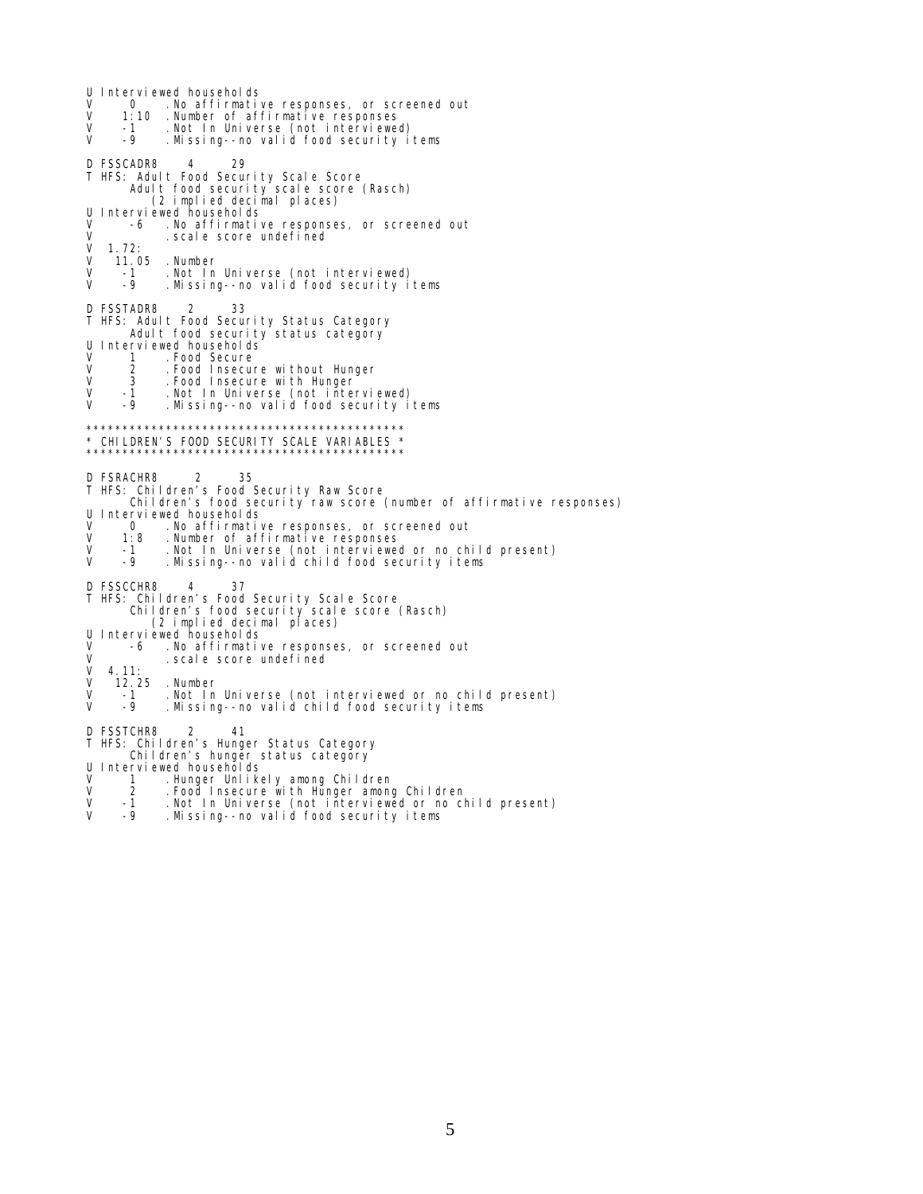```
U Interviewed households
V      0    .No affirmative responses, or screened out
V    1:10   .Number of affirmative responses
V     -1    .Not In Universe (not interviewed)
V     -9    .Missing--no valid food security items

D FSSCADR8     4     29
T HFS: Adult Food Security Scale Score
       Adult food security scale score (Rasch)
          (2 implied decimal places)
U Interviewed households
V     -6    .No affirmative responses, or screened out
V           .scale score undefined
V  1.72:
V   11.05   .Number
V     -1    .Not In Universe (not interviewed)
V     -9    .Missing--no valid food security items

D FSSTADR8     2     33
T HFS: Adult Food Security Status Category
       Adult food security status category
U Interviewed households
V      1    .Food Secure
V      2    .Food Insecure without Hunger
V      3    .Food Insecure with Hunger
V     -1    .Not In Universe (not interviewed)
V     -9    .Missing--no valid food security items

**********************************************
* CHILDREN'S FOOD SECURITY SCALE VARIABLES *
**********************************************

D FSRACHR8     2     35
T HFS: Children's Food Security Raw Score
       Children's food security raw score (number of affirmative responses)
U Interviewed households
V      0    .No affirmative responses, or screened out
V    1:8    .Number of affirmative responses
V     -1    .Not In Universe (not interviewed or no child present)
V     -9    .Missing--no valid child food security items

D FSSCCHR8     4     37
T HFS: Children's Food Security Scale Score
       Children's food security scale score (Rasch)
          (2 implied decimal places)
U Interviewed households
V     -6    .No affirmative responses, or screened out
V           .scale score undefined
V  4.11:
V   12.25   .Number
V     -1    .Not In Universe (not interviewed or no child present)
V     -9    .Missing--no valid child food security items

D FSSTCHR8     2     41
T HFS: Children's Hunger Status Category
       Children's hunger status category
U Interviewed households
V      1    .Hunger Unlikely among Children
V      2    .Food Insecure with Hunger among Children
V     -1    .Not In Universe (not interviewed or no child present)
V     -9    .Missing--no valid food security items
```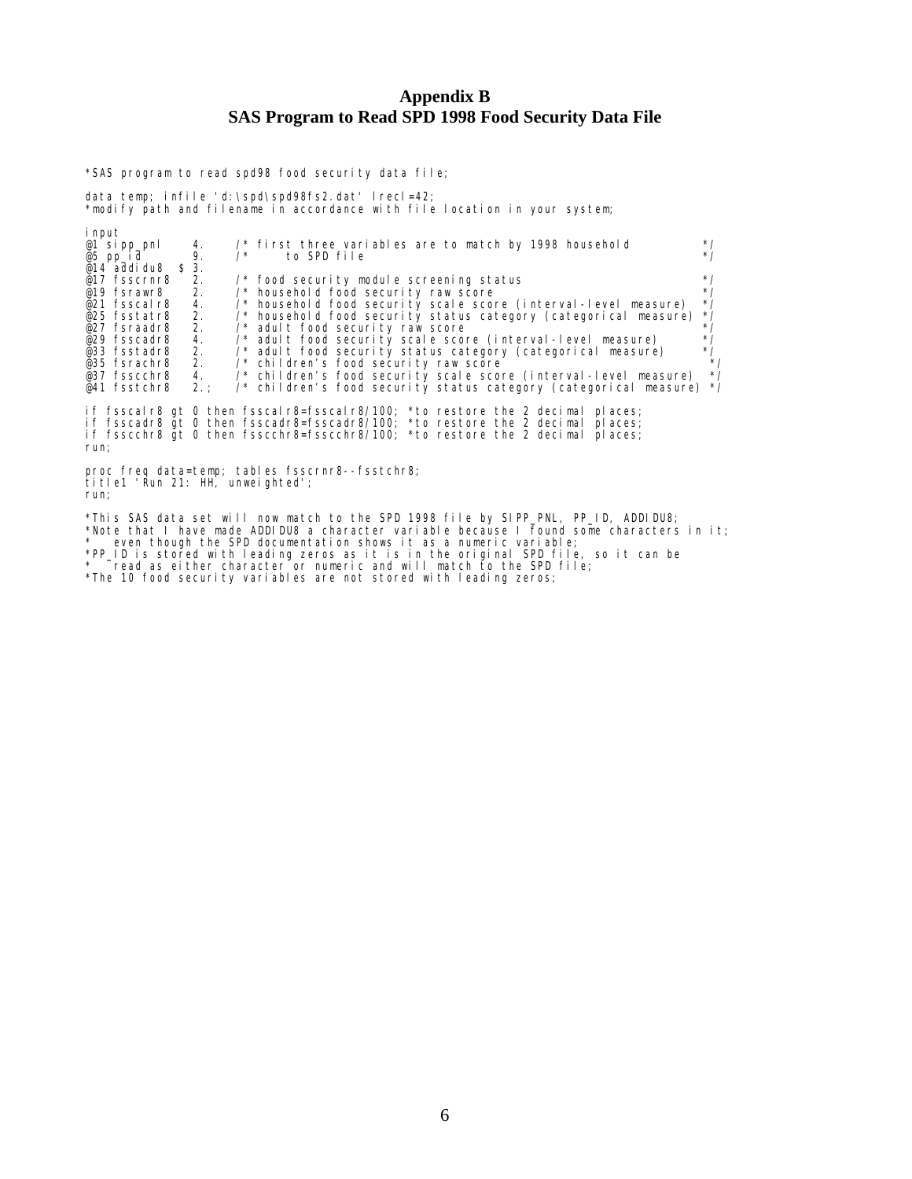# Appendix B
# SAS Program to Read SPD 1998 Food Security Data File

```
*SAS program to read spd98 food security data file;

data temp; infile 'd:\spd\spd98fs2.dat' lrecl=42;
*modify path and filename in accordance with file location in your system;

input
@1 sipp_pnl     4.    /* first three variables are to match by 1998 household          */
@5 pp_id        9.    /*      to SPD file                                              */
@14 addidu8  $ 3.
@17 fsscrnr8    2.    /* food security module screening status                         */
@19 fsrawr8     2.    /* household food security raw score                             */
@21 fsscalr8    4.    /* household food security scale score (interval-level measure)  */
@25 fsstatr8    2.    /* household food security status category (categorical measure) */
@27 fsraadr8    2.    /* adult food security raw score                                 */
@29 fsscadr8    4.    /* adult food security scale score (interval-level measure)      */
@33 fsstadr8    2.    /* adult food security status category (categorical measure)     */
@35 fsrachr8    2.    /* children's food security raw score                             */
@37 fsscchr8    4.    /* children's food security scale score (interval-level measure)  */
@41 fsstchr8    2.;   /* children's food security status category (categorical measure) */

if fsscalr8 gt 0 then fsscalr8=fsscalr8/100; *to restore the 2 decimal places;
if fsscadr8 gt 0 then fsscadr8=fsscadr8/100; *to restore the 2 decimal places;
if fsscchr8 gt 0 then fsscchr8=fsscchr8/100; *to restore the 2 decimal places;
run;

proc freq data=temp; tables fsscrnr8--fsstchr8;
title1 'Run 21: HH, unweighted';
run;

*This SAS data set will now match to the SPD 1998 file by SIPP_PNL, PP_ID, ADDIDU8;
*Note that I have made ADDIDU8 a character variable because I found some characters in it;
*   even though the SPD documentation shows it as a numeric variable;
*PP_ID is stored with leading zeros as it is in the original SPD file, so it can be
*   read as either character or numeric and will match to the SPD file;
*The 10 food security variables are not stored with leading zeros;
```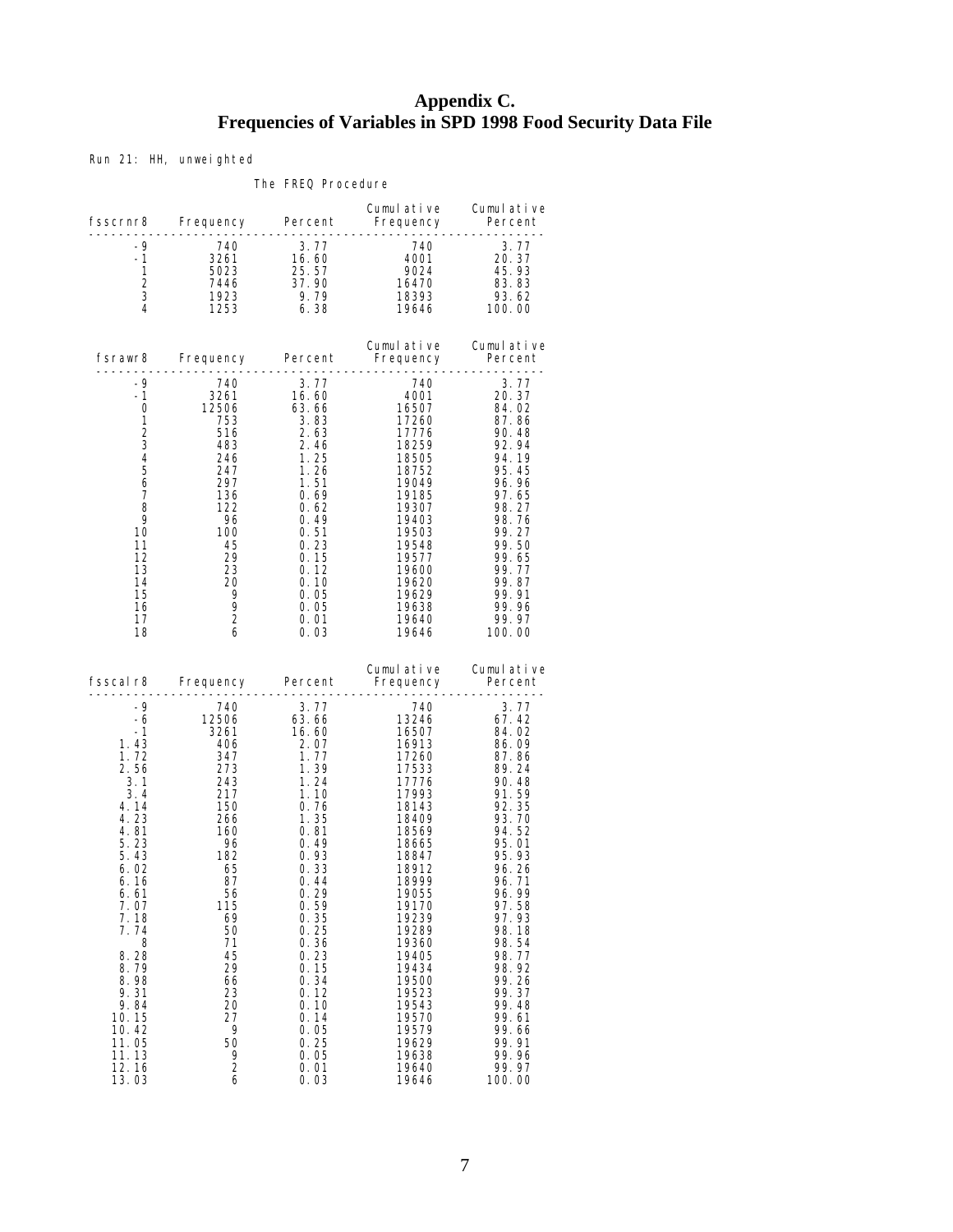# Appendix C.
# Frequencies of Variables in SPD 1998 Food Security Data File

Run 21: HH, unweighted

The FREQ Procedure

| fsscrnr8 | Frequency | Percent | Cumulative Frequency | Cumulative Percent |
|---|---|---|---|---|
| -9 | 740 | 3.77 | 740 | 3.77 |
| -1 | 3261 | 16.60 | 4001 | 20.37 |
| 1 | 5023 | 25.57 | 9024 | 45.93 |
| 2 | 7446 | 37.90 | 16470 | 83.83 |
| 3 | 1923 | 9.79 | 18393 | 93.62 |
| 4 | 1253 | 6.38 | 19646 | 100.00 |

| fsrawr8 | Frequency | Percent | Cumulative Frequency | Cumulative Percent |
|---|---|---|---|---|
| -9 | 740 | 3.77 | 740 | 3.77 |
| -1 | 3261 | 16.60 | 4001 | 20.37 |
| 0 | 12506 | 63.66 | 16507 | 84.02 |
| 1 | 753 | 3.83 | 17260 | 87.86 |
| 2 | 516 | 2.63 | 17776 | 90.48 |
| 3 | 483 | 2.46 | 18259 | 92.94 |
| 4 | 246 | 1.25 | 18505 | 94.19 |
| 5 | 247 | 1.26 | 18752 | 95.45 |
| 6 | 297 | 1.51 | 19049 | 96.96 |
| 7 | 136 | 0.69 | 19185 | 97.65 |
| 8 | 122 | 0.62 | 19307 | 98.27 |
| 9 | 96 | 0.49 | 19403 | 98.76 |
| 10 | 100 | 0.51 | 19503 | 99.27 |
| 11 | 45 | 0.23 | 19548 | 99.50 |
| 12 | 29 | 0.15 | 19577 | 99.65 |
| 13 | 23 | 0.12 | 19600 | 99.77 |
| 14 | 20 | 0.10 | 19620 | 99.87 |
| 15 | 9 | 0.05 | 19629 | 99.91 |
| 16 | 9 | 0.05 | 19638 | 99.96 |
| 17 | 2 | 0.01 | 19640 | 99.97 |
| 18 | 6 | 0.03 | 19646 | 100.00 |

| fsscalr8 | Frequency | Percent | Cumulative Frequency | Cumulative Percent |
|---|---|---|---|---|
| -9 | 740 | 3.77 | 740 | 3.77 |
| -6 | 12506 | 63.66 | 13246 | 67.42 |
| -1 | 3261 | 16.60 | 16507 | 84.02 |
| 1.43 | 406 | 2.07 | 16913 | 86.09 |
| 1.72 | 347 | 1.77 | 17260 | 87.86 |
| 2.56 | 273 | 1.39 | 17533 | 89.24 |
| 3.1 | 243 | 1.24 | 17776 | 90.48 |
| 3.4 | 217 | 1.10 | 17993 | 91.59 |
| 4.14 | 150 | 0.76 | 18143 | 92.35 |
| 4.23 | 266 | 1.35 | 18409 | 93.70 |
| 4.81 | 160 | 0.81 | 18569 | 94.52 |
| 5.23 | 96 | 0.49 | 18665 | 95.01 |
| 5.43 | 182 | 0.93 | 18847 | 95.93 |
| 6.02 | 65 | 0.33 | 18912 | 96.26 |
| 6.16 | 87 | 0.44 | 18999 | 96.71 |
| 6.61 | 56 | 0.29 | 19055 | 96.99 |
| 7.07 | 115 | 0.59 | 19170 | 97.58 |
| 7.18 | 69 | 0.35 | 19239 | 97.93 |
| 7.74 | 50 | 0.25 | 19289 | 98.18 |
| 8 | 71 | 0.36 | 19360 | 98.54 |
| 8.28 | 45 | 0.23 | 19405 | 98.77 |
| 8.79 | 29 | 0.15 | 19434 | 98.92 |
| 8.98 | 66 | 0.34 | 19500 | 99.26 |
| 9.31 | 23 | 0.12 | 19523 | 99.37 |
| 9.84 | 20 | 0.10 | 19543 | 99.48 |
| 10.15 | 27 | 0.14 | 19570 | 99.61 |
| 10.42 | 9 | 0.05 | 19579 | 99.66 |
| 11.05 | 50 | 0.25 | 19629 | 99.91 |
| 11.13 | 9 | 0.05 | 19638 | 99.96 |
| 12.16 | 2 | 0.01 | 19640 | 99.97 |
| 13.03 | 6 | 0.03 | 19646 | 100.00 |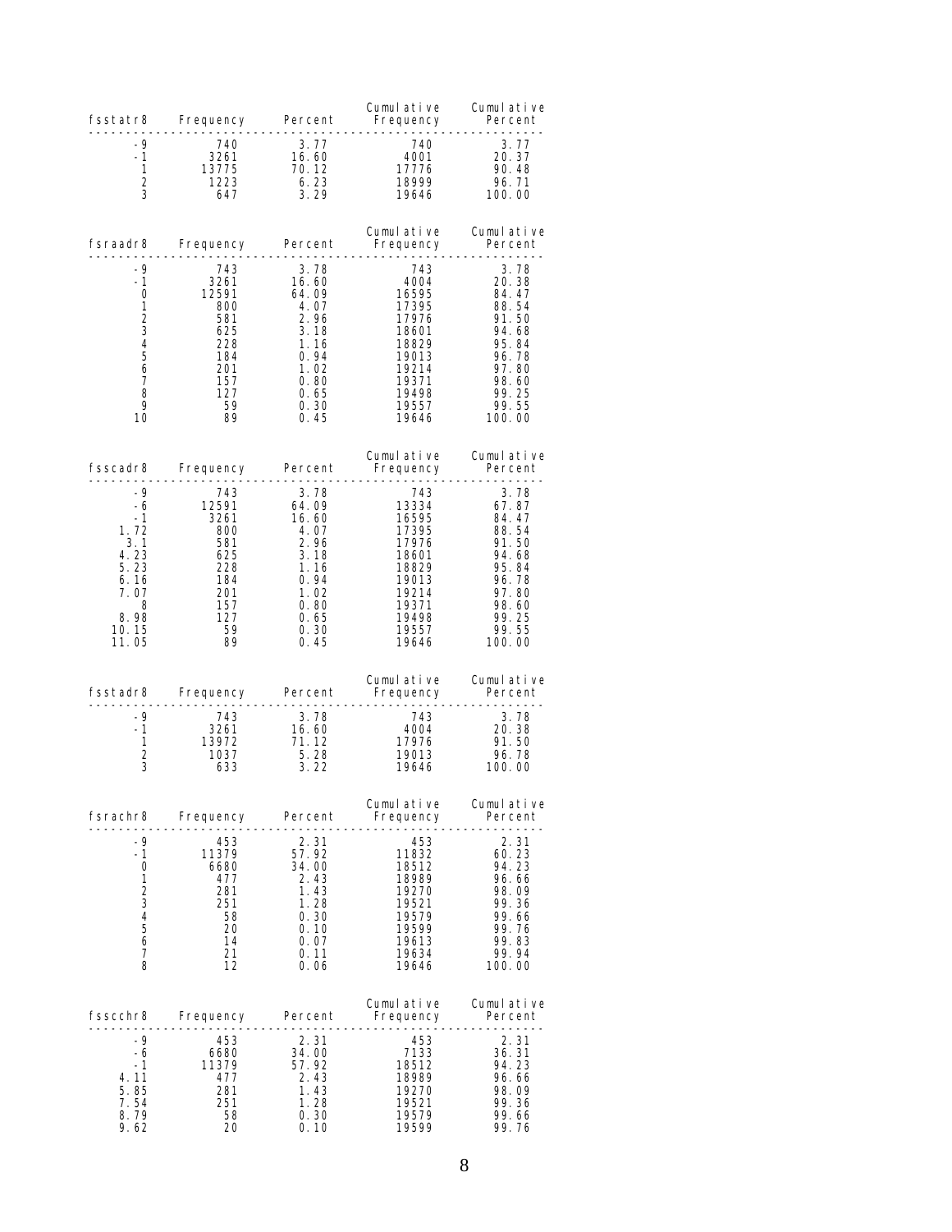| fsstatr8 | Frequency | Percent | Cumulative Frequency | Cumulative Percent |
|---|---|---|---|---|
| -9 | 740 | 3.77 | 740 | 3.77 |
| -1 | 3261 | 16.60 | 4001 | 20.37 |
| 1 | 13775 | 70.12 | 17776 | 90.48 |
| 2 | 1223 | 6.23 | 18999 | 96.71 |
| 3 | 647 | 3.29 | 19646 | 100.00 |

| fsraadr8 | Frequency | Percent | Cumulative Frequency | Cumulative Percent |
|---|---|---|---|---|
| -9 | 743 | 3.78 | 743 | 3.78 |
| -1 | 3261 | 16.60 | 4004 | 20.38 |
| 0 | 12591 | 64.09 | 16595 | 84.47 |
| 1 | 800 | 4.07 | 17395 | 88.54 |
| 2 | 581 | 2.96 | 17976 | 91.50 |
| 3 | 625 | 3.18 | 18601 | 94.68 |
| 4 | 228 | 1.16 | 18829 | 95.84 |
| 5 | 184 | 0.94 | 19013 | 96.78 |
| 6 | 201 | 1.02 | 19214 | 97.80 |
| 7 | 157 | 0.80 | 19371 | 98.60 |
| 8 | 127 | 0.65 | 19498 | 99.25 |
| 9 | 59 | 0.30 | 19557 | 99.55 |
| 10 | 89 | 0.45 | 19646 | 100.00 |

| fsscadr8 | Frequency | Percent | Cumulative Frequency | Cumulative Percent |
|---|---|---|---|---|
| -9 | 743 | 3.78 | 743 | 3.78 |
| -6 | 12591 | 64.09 | 13334 | 67.87 |
| -1 | 3261 | 16.60 | 16595 | 84.47 |
| 1.72 | 800 | 4.07 | 17395 | 88.54 |
| 3.1 | 581 | 2.96 | 17976 | 91.50 |
| 4.23 | 625 | 3.18 | 18601 | 94.68 |
| 5.23 | 228 | 1.16 | 18829 | 95.84 |
| 6.16 | 184 | 0.94 | 19013 | 96.78 |
| 7.07 | 201 | 1.02 | 19214 | 97.80 |
| 8 | 157 | 0.80 | 19371 | 98.60 |
| 8.98 | 127 | 0.65 | 19498 | 99.25 |
| 10.15 | 59 | 0.30 | 19557 | 99.55 |
| 11.05 | 89 | 0.45 | 19646 | 100.00 |

| fsstadr8 | Frequency | Percent | Cumulative Frequency | Cumulative Percent |
|---|---|---|---|---|
| -9 | 743 | 3.78 | 743 | 3.78 |
| -1 | 3261 | 16.60 | 4004 | 20.38 |
| 1 | 13972 | 71.12 | 17976 | 91.50 |
| 2 | 1037 | 5.28 | 19013 | 96.78 |
| 3 | 633 | 3.22 | 19646 | 100.00 |

| fsrachr8 | Frequency | Percent | Cumulative Frequency | Cumulative Percent |
|---|---|---|---|---|
| -9 | 453 | 2.31 | 453 | 2.31 |
| -1 | 11379 | 57.92 | 11832 | 60.23 |
| 0 | 6680 | 34.00 | 18512 | 94.23 |
| 1 | 477 | 2.43 | 18989 | 96.66 |
| 2 | 281 | 1.43 | 19270 | 98.09 |
| 3 | 251 | 1.28 | 19521 | 99.36 |
| 4 | 58 | 0.30 | 19579 | 99.66 |
| 5 | 20 | 0.10 | 19599 | 99.76 |
| 6 | 14 | 0.07 | 19613 | 99.83 |
| 7 | 21 | 0.11 | 19634 | 99.94 |
| 8 | 12 | 0.06 | 19646 | 100.00 |

| fsscchr8 | Frequency | Percent | Cumulative Frequency | Cumulative Percent |
|---|---|---|---|---|
| -9 | 453 | 2.31 | 453 | 2.31 |
| -6 | 6680 | 34.00 | 7133 | 36.31 |
| -1 | 11379 | 57.92 | 18512 | 94.23 |
| 4.11 | 477 | 2.43 | 18989 | 96.66 |
| 5.85 | 281 | 1.43 | 19270 | 98.09 |
| 7.54 | 251 | 1.28 | 19521 | 99.36 |
| 8.79 | 58 | 0.30 | 19579 | 99.66 |
| 9.62 | 20 | 0.10 | 19599 | 99.76 |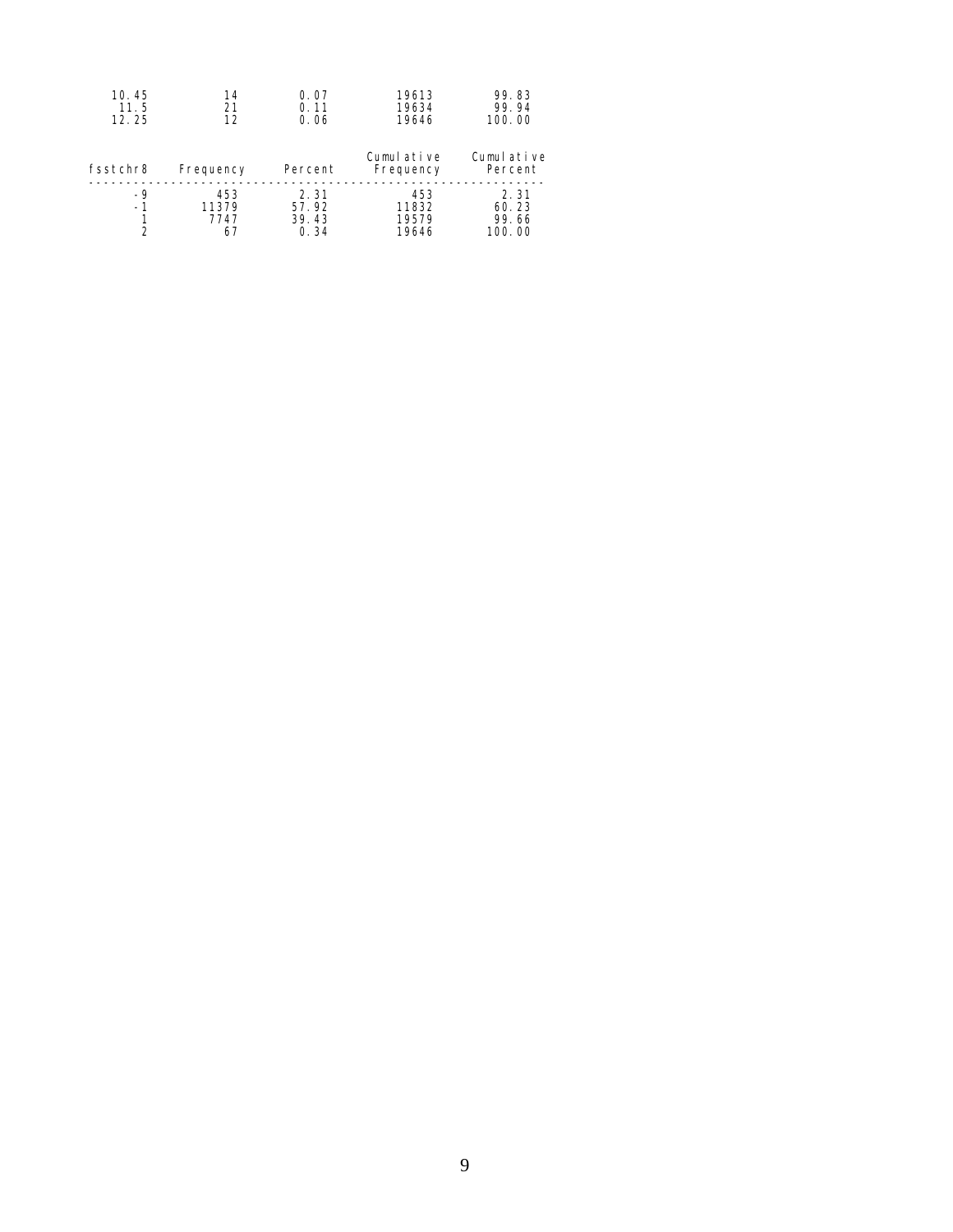| | | | | |
|---|---|---|---|---|
| 10.45 | 14 | 0.07 | 19613 | 99.83 |
| 11.5 | 21 | 0.11 | 19634 | 99.94 |
| 12.25 | 12 | 0.06 | 19646 | 100.00 |

| fsstchr8 | Frequency | Percent | Cumulative Frequency | Cumulative Percent |
|---|---|---|---|---|
| -9 | 453 | 2.31 | 453 | 2.31 |
| -1 | 11379 | 57.92 | 11832 | 60.23 |
| 1 | 7747 | 39.43 | 19579 | 99.66 |
| 2 | 67 | 0.34 | 19646 | 100.00 |